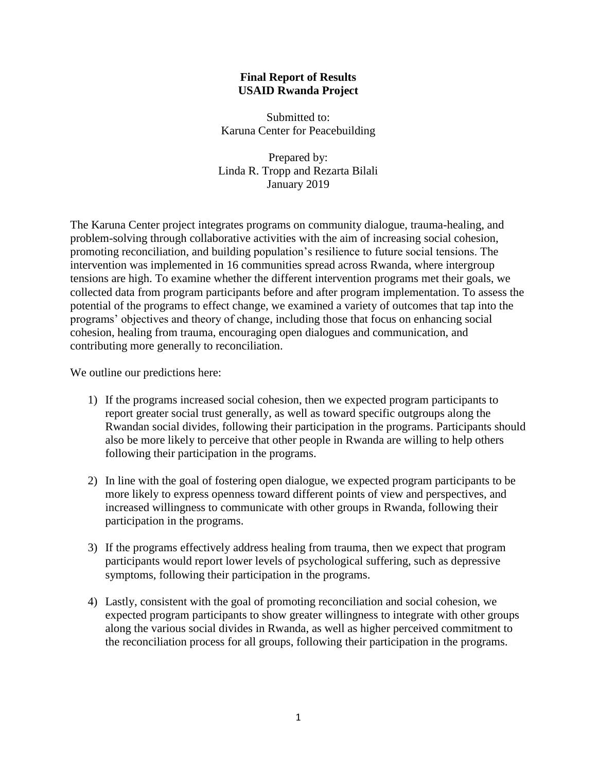# Final Report of Results
# USAID Rwanda Project

Submitted to:
Karuna Center for Peacebuilding

Prepared by:
Linda R. Tropp and Rezarta Bilali
January 2019

The Karuna Center project integrates programs on community dialogue, trauma-healing, and problem-solving through collaborative activities with the aim of increasing social cohesion, promoting reconciliation, and building population's resilience to future social tensions. The intervention was implemented in 16 communities spread across Rwanda, where intergroup tensions are high. To examine whether the different intervention programs met their goals, we collected data from program participants before and after program implementation. To assess the potential of the programs to effect change, we examined a variety of outcomes that tap into the programs' objectives and theory of change, including those that focus on enhancing social cohesion, healing from trauma, encouraging open dialogues and communication, and contributing more generally to reconciliation.

We outline our predictions here:

1) If the programs increased social cohesion, then we expected program participants to report greater social trust generally, as well as toward specific outgroups along the Rwandan social divides, following their participation in the programs. Participants should also be more likely to perceive that other people in Rwanda are willing to help others following their participation in the programs.

2) In line with the goal of fostering open dialogue, we expected program participants to be more likely to express openness toward different points of view and perspectives, and increased willingness to communicate with other groups in Rwanda, following their participation in the programs.

3) If the programs effectively address healing from trauma, then we expect that program participants would report lower levels of psychological suffering, such as depressive symptoms, following their participation in the programs.

4) Lastly, consistent with the goal of promoting reconciliation and social cohesion, we expected program participants to show greater willingness to integrate with other groups along the various social divides in Rwanda, as well as higher perceived commitment to the reconciliation process for all groups, following their participation in the programs.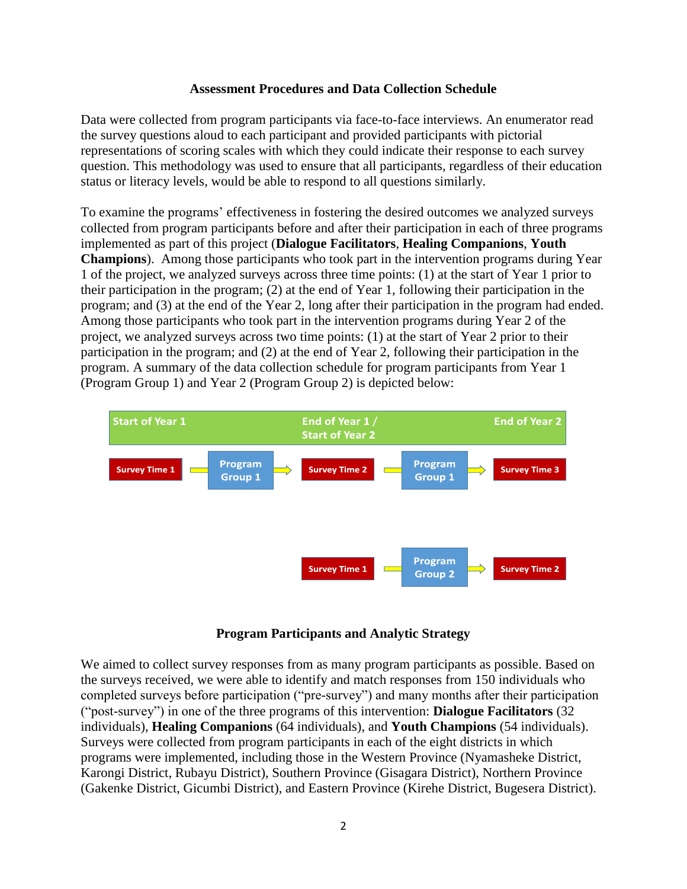### Assessment Procedures and Data Collection Schedule

Data were collected from program participants via face-to-face interviews. An enumerator read the survey questions aloud to each participant and provided participants with pictorial representations of scoring scales with which they could indicate their response to each survey question. This methodology was used to ensure that all participants, regardless of their education status or literacy levels, would be able to respond to all questions similarly.

To examine the programs' effectiveness in fostering the desired outcomes we analyzed surveys collected from program participants before and after their participation in each of three programs implemented as part of this project (**Dialogue Facilitators**, **Healing Companions**, **Youth Champions**). Among those participants who took part in the intervention programs during Year 1 of the project, we analyzed surveys across three time points: (1) at the start of Year 1 prior to their participation in the program; (2) at the end of Year 1, following their participation in the program; and (3) at the end of the Year 2, long after their participation in the program had ended. Among those participants who took part in the intervention programs during Year 2 of the project, we analyzed surveys across two time points: (1) at the start of Year 2 prior to their participation in the program; and (2) at the end of Year 2, following their participation in the program. A summary of the data collection schedule for program participants from Year 1 (Program Group 1) and Year 2 (Program Group 2) is depicted below:

| Start of Year 1 | | End of Year 1 / Start of Year 2 | | End of Year 2 |
|---|---|---|---|---|
| Survey Time 1 | → Program Group 1 → | Survey Time 2 | → Program Group 1 → | Survey Time 3 |
| | | Survey Time 1 | → Program Group 2 → | Survey Time 2 |

### Program Participants and Analytic Strategy

We aimed to collect survey responses from as many program participants as possible. Based on the surveys received, we were able to identify and match responses from 150 individuals who completed surveys before participation ("pre-survey") and many months after their participation ("post-survey") in one of the three programs of this intervention: **Dialogue Facilitators** (32 individuals), **Healing Companions** (64 individuals), and **Youth Champions** (54 individuals). Surveys were collected from program participants in each of the eight districts in which programs were implemented, including those in the Western Province (Nyamasheke District, Karongi District, Rubayu District), Southern Province (Gisagara District), Northern Province (Gakenke District, Gicumbi District), and Eastern Province (Kirehe District, Bugesera District).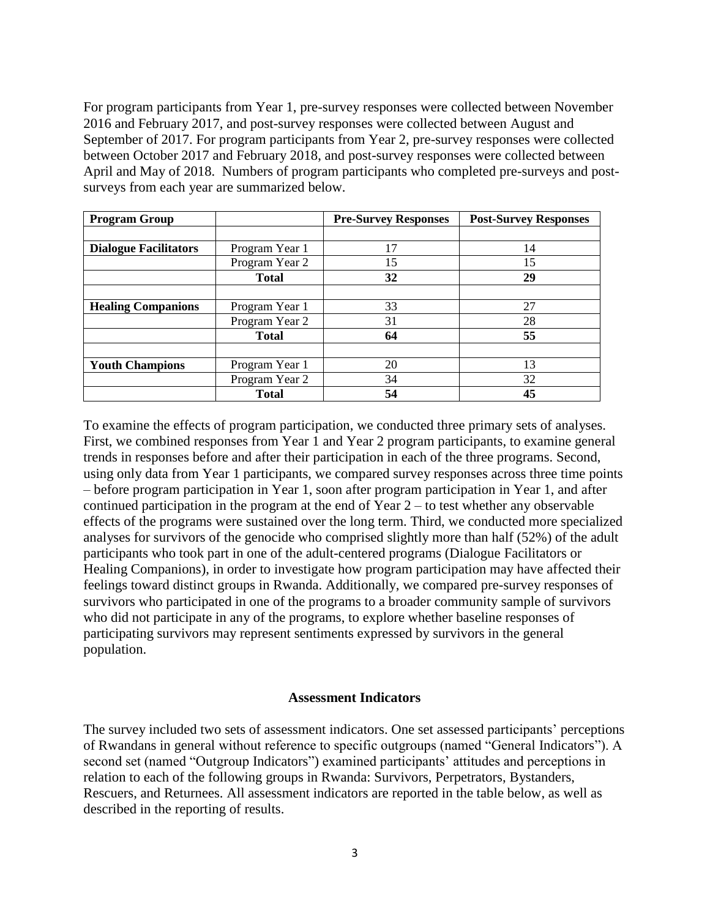For program participants from Year 1, pre-survey responses were collected between November 2016 and February 2017, and post-survey responses were collected between August and September of 2017. For program participants from Year 2, pre-survey responses were collected between October 2017 and February 2018, and post-survey responses were collected between April and May of 2018. Numbers of program participants who completed pre-surveys and post-surveys from each year are summarized below.

| Program Group | | Pre-Survey Responses | Post-Survey Responses |
|---|---|---|---|
| | | | |
| **Dialogue Facilitators** | Program Year 1 | 17 | 14 |
| | Program Year 2 | 15 | 15 |
| | **Total** | **32** | **29** |
| | | | |
| **Healing Companions** | Program Year 1 | 33 | 27 |
| | Program Year 2 | 31 | 28 |
| | **Total** | **64** | **55** |
| | | | |
| **Youth Champions** | Program Year 1 | 20 | 13 |
| | Program Year 2 | 34 | 32 |
| | **Total** | **54** | **45** |

To examine the effects of program participation, we conducted three primary sets of analyses. First, we combined responses from Year 1 and Year 2 program participants, to examine general trends in responses before and after their participation in each of the three programs. Second, using only data from Year 1 participants, we compared survey responses across three time points – before program participation in Year 1, soon after program participation in Year 1, and after continued participation in the program at the end of Year 2 – to test whether any observable effects of the programs were sustained over the long term. Third, we conducted more specialized analyses for survivors of the genocide who comprised slightly more than half (52%) of the adult participants who took part in one of the adult-centered programs (Dialogue Facilitators or Healing Companions), in order to investigate how program participation may have affected their feelings toward distinct groups in Rwanda. Additionally, we compared pre-survey responses of survivors who participated in one of the programs to a broader community sample of survivors who did not participate in any of the programs, to explore whether baseline responses of participating survivors may represent sentiments expressed by survivors in the general population.

## Assessment Indicators

The survey included two sets of assessment indicators. One set assessed participants' perceptions of Rwandans in general without reference to specific outgroups (named "General Indicators"). A second set (named "Outgroup Indicators") examined participants' attitudes and perceptions in relation to each of the following groups in Rwanda: Survivors, Perpetrators, Bystanders, Rescuers, and Returnees. All assessment indicators are reported in the table below, as well as described in the reporting of results.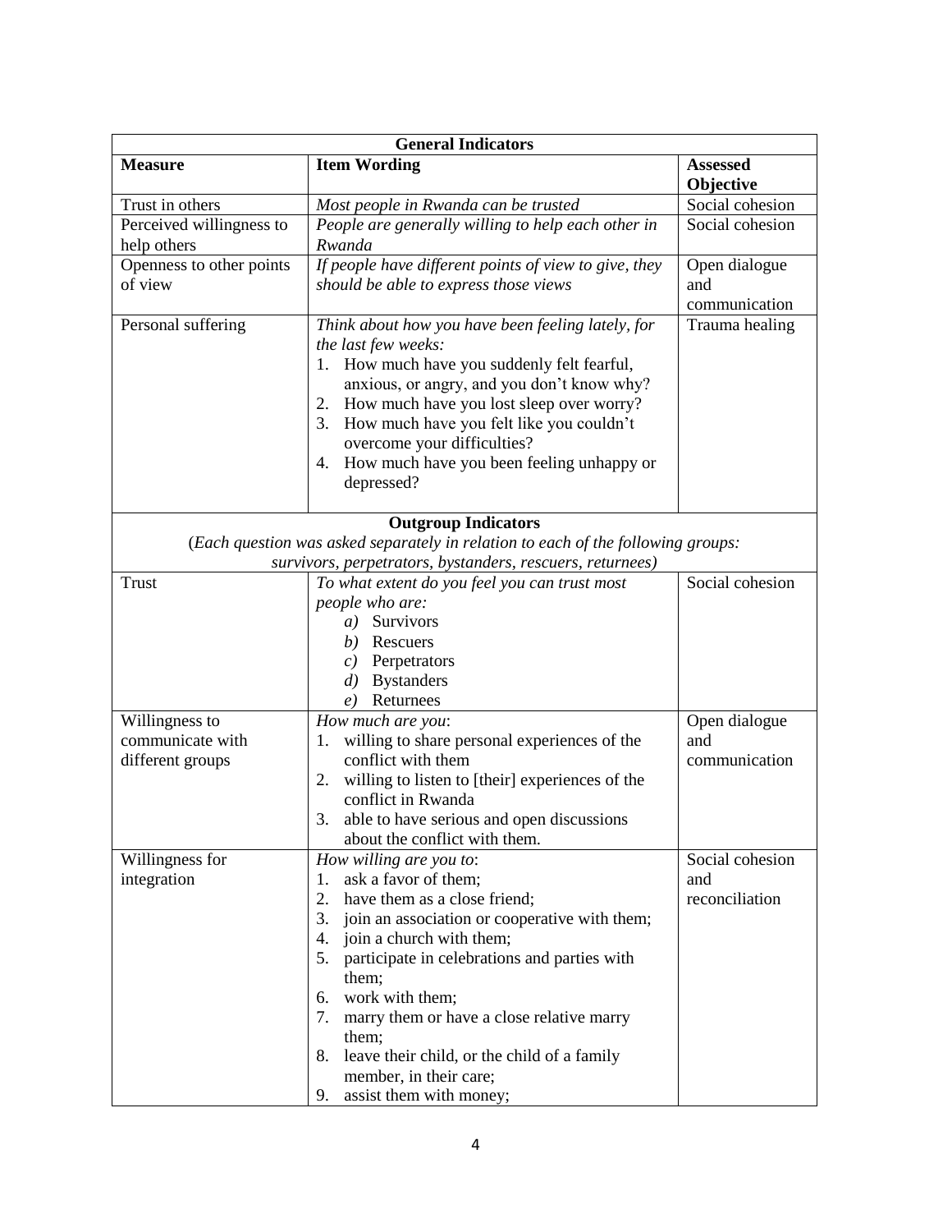| **General Indicators** | | |
|---|---|---|
| **Measure** | **Item Wording** | **Assessed Objective** |
| Trust in others | *Most people in Rwanda can be trusted* | Social cohesion |
| Perceived willingness to help others | *People are generally willing to help each other in Rwanda* | Social cohesion |
| Openness to other points of view | *If people have different points of view to give, they should be able to express those views* | Open dialogue and communication |
| Personal suffering | *Think about how you have been feeling lately, for the last few weeks:*<br>1. How much have you suddenly felt fearful, anxious, or angry, and you don't know why?<br>2. How much have you lost sleep over worry?<br>3. How much have you felt like you couldn't overcome your difficulties?<br>4. How much have you been feeling unhappy or depressed? | Trauma healing |
| **Outgroup Indicators**<br>(*Each question was asked separately in relation to each of the following groups: survivors, perpetrators, bystanders, rescuers, returnees)* | | |
| Trust | *To what extent do you feel you can trust most people who are:*<br>*a)* Survivors<br>*b)* Rescuers<br>*c)* Perpetrators<br>*d)* Bystanders<br>*e)* Returnees | Social cohesion |
| Willingness to communicate with different groups | *How much are you*:<br>1. willing to share personal experiences of the conflict with them<br>2. willing to listen to [their] experiences of the conflict in Rwanda<br>3. able to have serious and open discussions about the conflict with them. | Open dialogue and communication |
| Willingness for integration | *How willing are you to*:<br>1. ask a favor of them;<br>2. have them as a close friend;<br>3. join an association or cooperative with them;<br>4. join a church with them;<br>5. participate in celebrations and parties with them;<br>6. work with them;<br>7. marry them or have a close relative marry them;<br>8. leave their child, or the child of a family member, in their care;<br>9. assist them with money; | Social cohesion and reconciliation |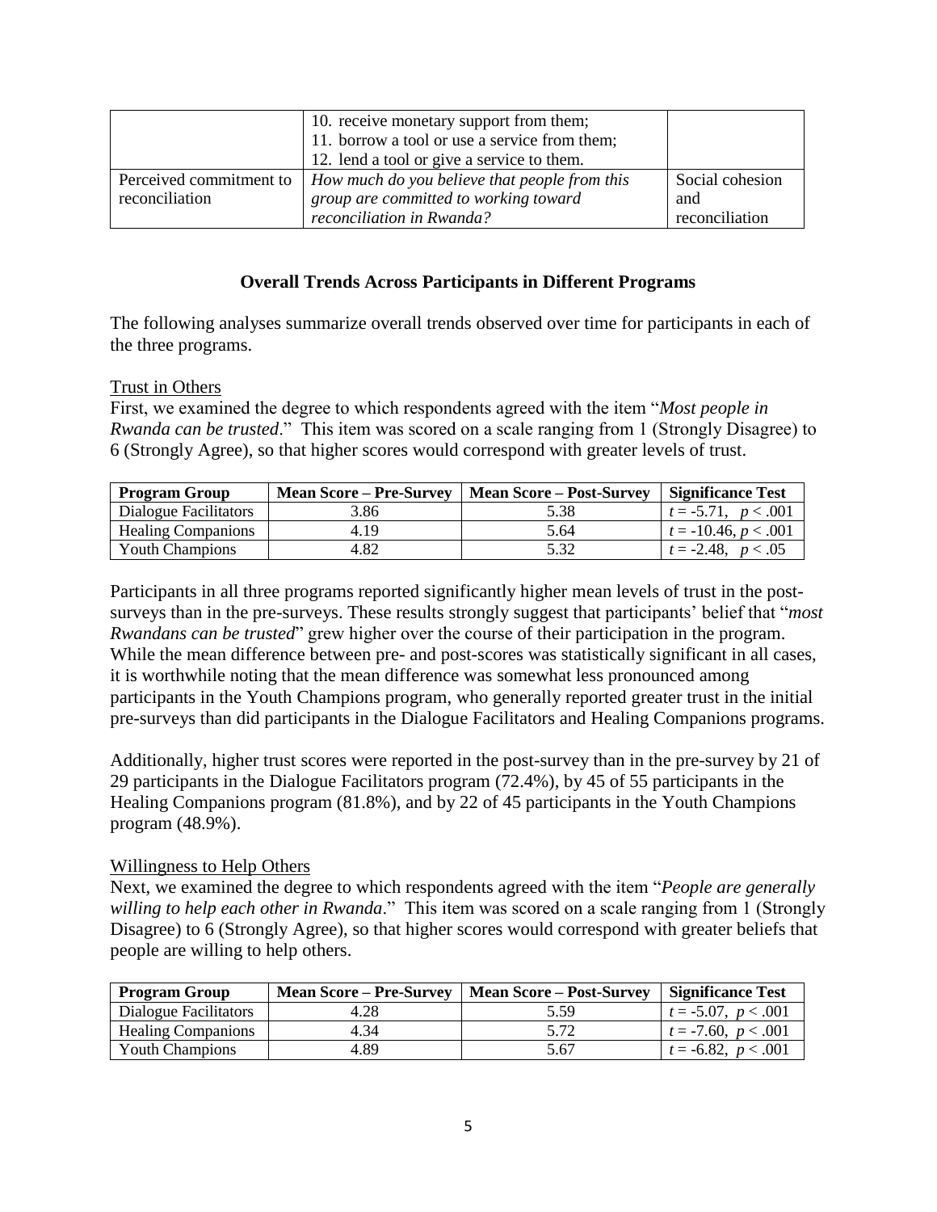|  | 10. receive monetary support from them;<br>11. borrow a tool or use a service from them;<br>12. lend a tool or give a service to them. |  |
| --- | --- | --- |
| Perceived commitment to reconciliation | *How much do you believe that people from this group are committed to working toward reconciliation in Rwanda?* | Social cohesion and reconciliation |

### Overall Trends Across Participants in Different Programs

The following analyses summarize overall trends observed over time for participants in each of the three programs.

Trust in Others

First, we examined the degree to which respondents agreed with the item "*Most people in Rwanda can be trusted*." This item was scored on a scale ranging from 1 (Strongly Disagree) to 6 (Strongly Agree), so that higher scores would correspond with greater levels of trust.

| Program Group | Mean Score – Pre-Survey | Mean Score – Post-Survey | Significance Test |
| --- | --- | --- | --- |
| Dialogue Facilitators | 3.86 | 5.38 | $t = -5.71,\ p < .001$ |
| Healing Companions | 4.19 | 5.64 | $t = -10.46,\ p < .001$ |
| Youth Champions | 4.82 | 5.32 | $t = -2.48,\ p < .05$ |

Participants in all three programs reported significantly higher mean levels of trust in the post-surveys than in the pre-surveys. These results strongly suggest that participants' belief that "*most Rwandans can be trusted*" grew higher over the course of their participation in the program. While the mean difference between pre- and post-scores was statistically significant in all cases, it is worthwhile noting that the mean difference was somewhat less pronounced among participants in the Youth Champions program, who generally reported greater trust in the initial pre-surveys than did participants in the Dialogue Facilitators and Healing Companions programs.

Additionally, higher trust scores were reported in the post-survey than in the pre-survey by 21 of 29 participants in the Dialogue Facilitators program (72.4%), by 45 of 55 participants in the Healing Companions program (81.8%), and by 22 of 45 participants in the Youth Champions program (48.9%).

Willingness to Help Others

Next, we examined the degree to which respondents agreed with the item "*People are generally willing to help each other in Rwanda*." This item was scored on a scale ranging from 1 (Strongly Disagree) to 6 (Strongly Agree), so that higher scores would correspond with greater beliefs that people are willing to help others.

| Program Group | Mean Score – Pre-Survey | Mean Score – Post-Survey | Significance Test |
| --- | --- | --- | --- |
| Dialogue Facilitators | 4.28 | 5.59 | $t = -5.07,\ p < .001$ |
| Healing Companions | 4.34 | 5.72 | $t = -7.60,\ p < .001$ |
| Youth Champions | 4.89 | 5.67 | $t = -6.82,\ p < .001$ |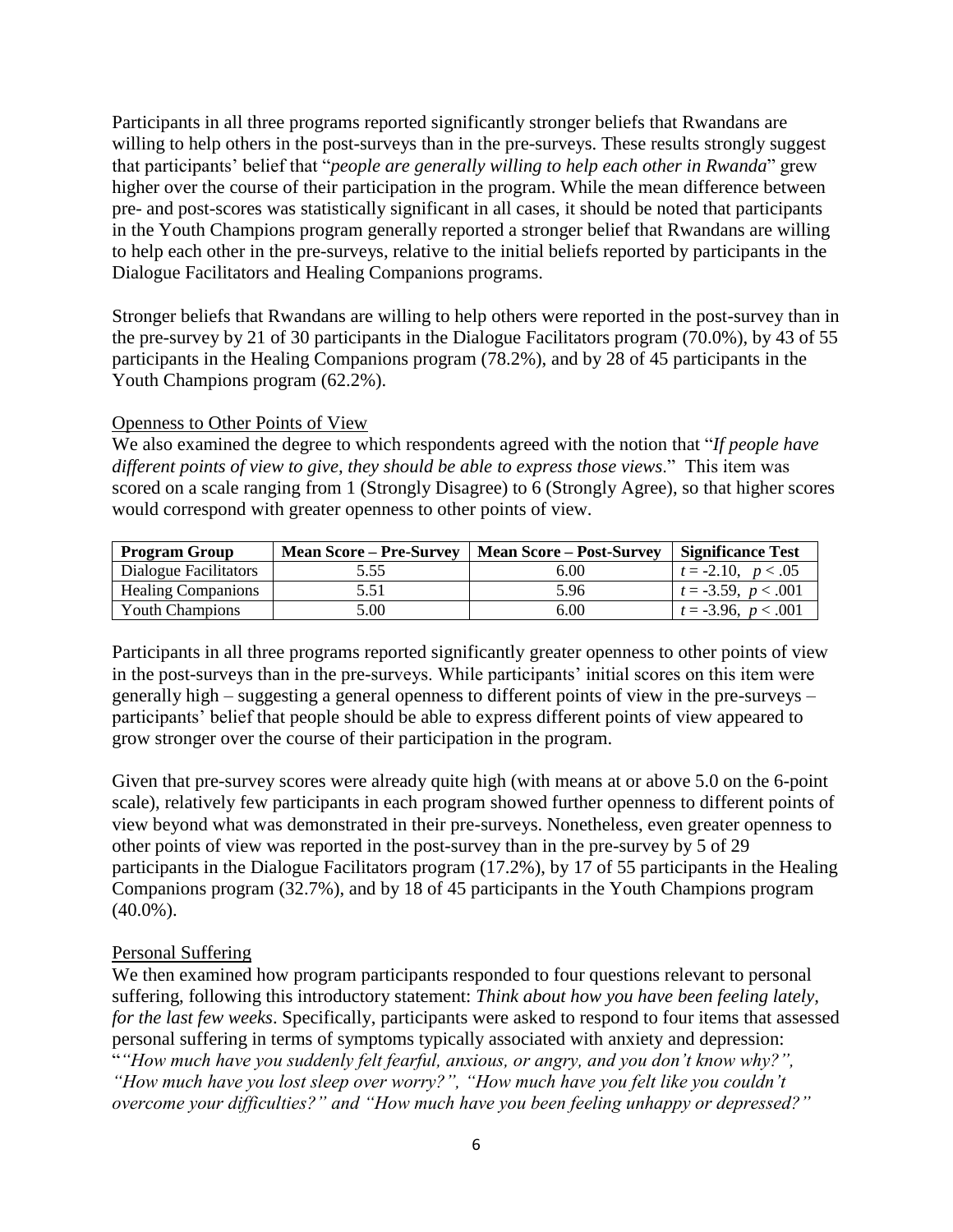Participants in all three programs reported significantly stronger beliefs that Rwandans are willing to help others in the post-surveys than in the pre-surveys. These results strongly suggest that participants' belief that "*people are generally willing to help each other in Rwanda*" grew higher over the course of their participation in the program. While the mean difference between pre- and post-scores was statistically significant in all cases, it should be noted that participants in the Youth Champions program generally reported a stronger belief that Rwandans are willing to help each other in the pre-surveys, relative to the initial beliefs reported by participants in the Dialogue Facilitators and Healing Companions programs.

Stronger beliefs that Rwandans are willing to help others were reported in the post-survey than in the pre-survey by 21 of 30 participants in the Dialogue Facilitators program (70.0%), by 43 of 55 participants in the Healing Companions program (78.2%), and by 28 of 45 participants in the Youth Champions program (62.2%).

Openness to Other Points of View

We also examined the degree to which respondents agreed with the notion that "*If people have different points of view to give, they should be able to express those views*." This item was scored on a scale ranging from 1 (Strongly Disagree) to 6 (Strongly Agree), so that higher scores would correspond with greater openness to other points of view.

| Program Group | Mean Score – Pre-Survey | Mean Score – Post-Survey | Significance Test |
|---|---|---|---|
| Dialogue Facilitators | 5.55 | 6.00 | $t = -2.10,\ p < .05$ |
| Healing Companions | 5.51 | 5.96 | $t = -3.59,\ p < .001$ |
| Youth Champions | 5.00 | 6.00 | $t = -3.96,\ p < .001$ |

Participants in all three programs reported significantly greater openness to other points of view in the post-surveys than in the pre-surveys. While participants' initial scores on this item were generally high – suggesting a general openness to different points of view in the pre-surveys – participants' belief that people should be able to express different points of view appeared to grow stronger over the course of their participation in the program.

Given that pre-survey scores were already quite high (with means at or above 5.0 on the 6-point scale), relatively few participants in each program showed further openness to different points of view beyond what was demonstrated in their pre-surveys. Nonetheless, even greater openness to other points of view was reported in the post-survey than in the pre-survey by 5 of 29 participants in the Dialogue Facilitators program (17.2%), by 17 of 55 participants in the Healing Companions program (32.7%), and by 18 of 45 participants in the Youth Champions program (40.0%).

Personal Suffering

We then examined how program participants responded to four questions relevant to personal suffering, following this introductory statement: *Think about how you have been feeling lately, for the last few weeks*. Specifically, participants were asked to respond to four items that assessed personal suffering in terms of symptoms typically associated with anxiety and depression: "*"How much have you suddenly felt fearful, anxious, or angry, and you don't know why?", "How much have you lost sleep over worry?", "How much have you felt like you couldn't overcome your difficulties?" and "How much have you been feeling unhappy or depressed?"*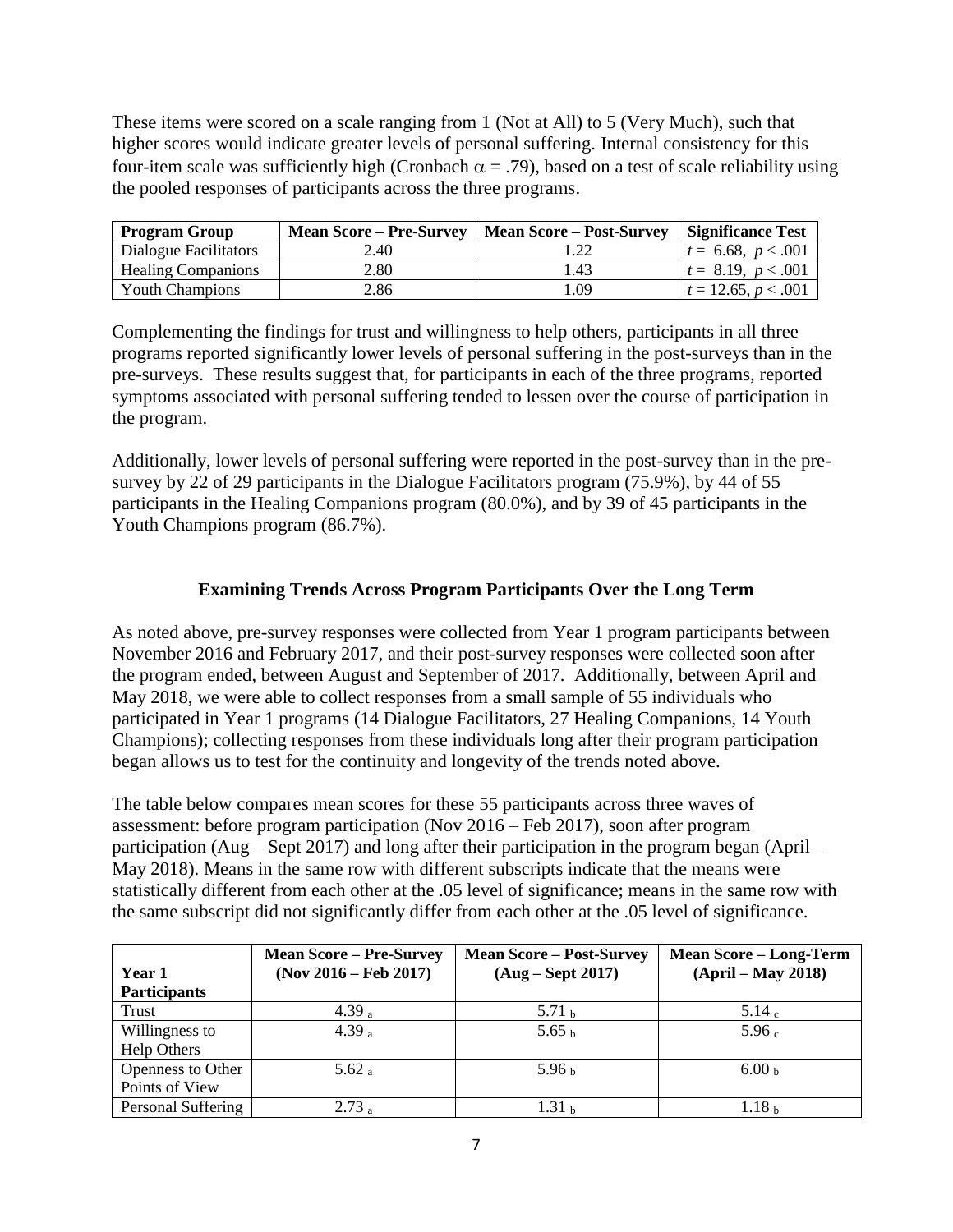These items were scored on a scale ranging from 1 (Not at All) to 5 (Very Much), such that higher scores would indicate greater levels of personal suffering. Internal consistency for this four-item scale was sufficiently high (Cronbach $\alpha = .79$), based on a test of scale reliability using the pooled responses of participants across the three programs.

| Program Group | Mean Score – Pre-Survey | Mean Score – Post-Survey | Significance Test |
| --- | --- | --- | --- |
| Dialogue Facilitators | 2.40 | 1.22 | $t = 6.68,\ p < .001$ |
| Healing Companions | 2.80 | 1.43 | $t = 8.19,\ p < .001$ |
| Youth Champions | 2.86 | 1.09 | $t = 12.65,\ p < .001$ |

Complementing the findings for trust and willingness to help others, participants in all three programs reported significantly lower levels of personal suffering in the post-surveys than in the pre-surveys. These results suggest that, for participants in each of the three programs, reported symptoms associated with personal suffering tended to lessen over the course of participation in the program.

Additionally, lower levels of personal suffering were reported in the post-survey than in the pre-survey by 22 of 29 participants in the Dialogue Facilitators program (75.9%), by 44 of 55 participants in the Healing Companions program (80.0%), and by 39 of 45 participants in the Youth Champions program (86.7%).

### Examining Trends Across Program Participants Over the Long Term

As noted above, pre-survey responses were collected from Year 1 program participants between November 2016 and February 2017, and their post-survey responses were collected soon after the program ended, between August and September of 2017. Additionally, between April and May 2018, we were able to collect responses from a small sample of 55 individuals who participated in Year 1 programs (14 Dialogue Facilitators, 27 Healing Companions, 14 Youth Champions); collecting responses from these individuals long after their program participation began allows us to test for the continuity and longevity of the trends noted above.

The table below compares mean scores for these 55 participants across three waves of assessment: before program participation (Nov 2016 – Feb 2017), soon after program participation (Aug – Sept 2017) and long after their participation in the program began (April – May 2018). Means in the same row with different subscripts indicate that the means were statistically different from each other at the .05 level of significance; means in the same row with the same subscript did not significantly differ from each other at the .05 level of significance.

| Year 1 Participants | Mean Score – Pre-Survey (Nov 2016 – Feb 2017) | Mean Score – Post-Survey (Aug – Sept 2017) | Mean Score – Long-Term (April – May 2018) |
| --- | --- | --- | --- |
| Trust | $4.39_a$ | $5.71_b$ | $5.14_c$ |
| Willingness to Help Others | $4.39_a$ | $5.65_b$ | $5.96_c$ |
| Openness to Other Points of View | $5.62_a$ | $5.96_b$ | $6.00_b$ |
| Personal Suffering | $2.73_a$ | $1.31_b$ | $1.18_b$ |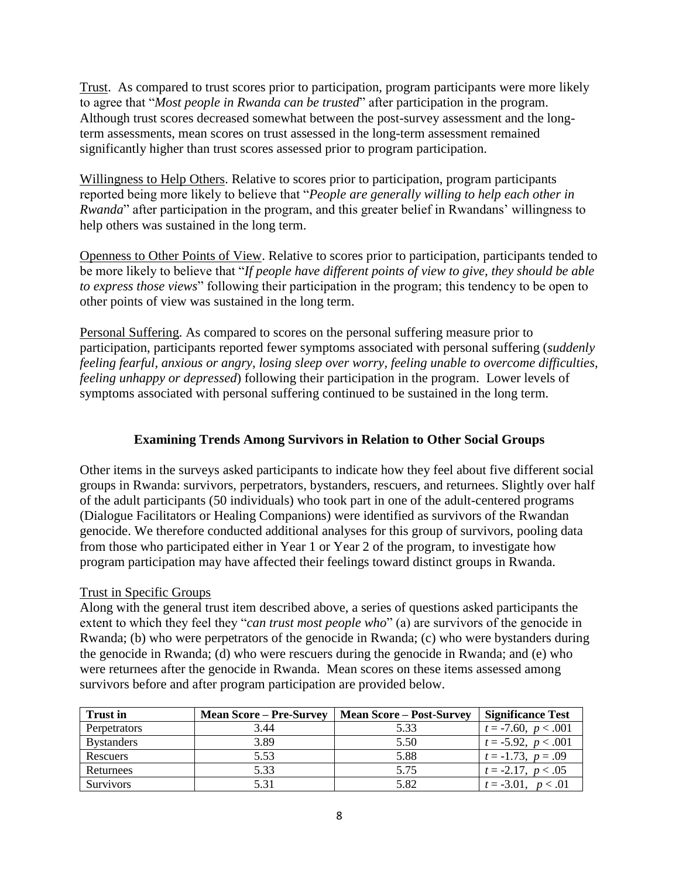<u>Trust</u>. As compared to trust scores prior to participation, program participants were more likely to agree that "*Most people in Rwanda can be trusted*" after participation in the program. Although trust scores decreased somewhat between the post-survey assessment and the long-term assessments, mean scores on trust assessed in the long-term assessment remained significantly higher than trust scores assessed prior to program participation.

<u>Willingness to Help Others</u>. Relative to scores prior to participation, program participants reported being more likely to believe that "*People are generally willing to help each other in Rwanda*" after participation in the program, and this greater belief in Rwandans' willingness to help others was sustained in the long term.

<u>Openness to Other Points of View</u>. Relative to scores prior to participation, participants tended to be more likely to believe that "*If people have different points of view to give, they should be able to express those views*" following their participation in the program; this tendency to be open to other points of view was sustained in the long term.

<u>Personal Suffering</u>. As compared to scores on the personal suffering measure prior to participation, participants reported fewer symptoms associated with personal suffering (*suddenly feeling fearful, anxious or angry, losing sleep over worry, feeling unable to overcome difficulties, feeling unhappy or depressed*) following their participation in the program. Lower levels of symptoms associated with personal suffering continued to be sustained in the long term.

## Examining Trends Among Survivors in Relation to Other Social Groups

Other items in the surveys asked participants to indicate how they feel about five different social groups in Rwanda: survivors, perpetrators, bystanders, rescuers, and returnees. Slightly over half of the adult participants (50 individuals) who took part in one of the adult-centered programs (Dialogue Facilitators or Healing Companions) were identified as survivors of the Rwandan genocide. We therefore conducted additional analyses for this group of survivors, pooling data from those who participated either in Year 1 or Year 2 of the program, to investigate how program participation may have affected their feelings toward distinct groups in Rwanda.

<u>Trust in Specific Groups</u>

Along with the general trust item described above, a series of questions asked participants the extent to which they feel they "*can trust most people who*" (a) are survivors of the genocide in Rwanda; (b) who were perpetrators of the genocide in Rwanda; (c) who were bystanders during the genocide in Rwanda; (d) who were rescuers during the genocide in Rwanda; and (e) who were returnees after the genocide in Rwanda. Mean scores on these items assessed among survivors before and after program participation are provided below.

| Trust in | Mean Score – Pre-Survey | Mean Score – Post-Survey | Significance Test |
|---|---|---|---|
| Perpetrators | 3.44 | 5.33 | $t = -7.60,\ p < .001$ |
| Bystanders | 3.89 | 5.50 | $t = -5.92,\ p < .001$ |
| Rescuers | 5.53 | 5.88 | $t = -1.73,\ p = .09$ |
| Returnees | 5.33 | 5.75 | $t = -2.17,\ p < .05$ |
| Survivors | 5.31 | 5.82 | $t = -3.01,\ p < .01$ |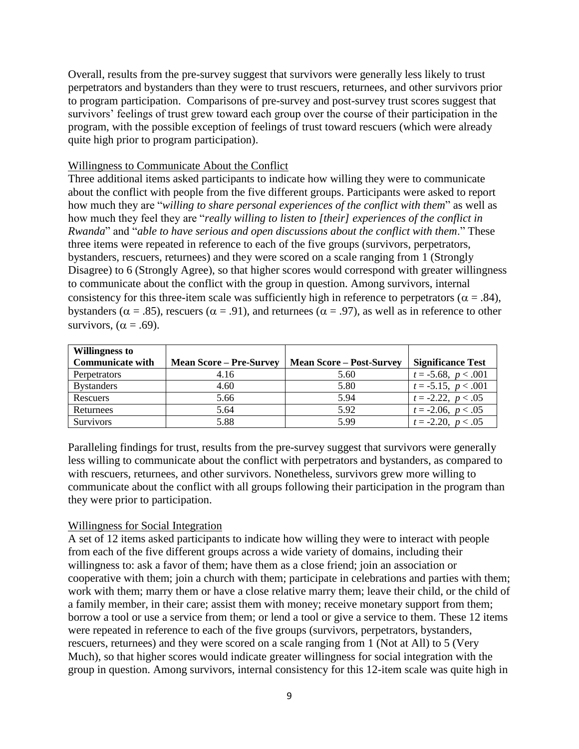Overall, results from the pre-survey suggest that survivors were generally less likely to trust perpetrators and bystanders than they were to trust rescuers, returnees, and other survivors prior to program participation. Comparisons of pre-survey and post-survey trust scores suggest that survivors' feelings of trust grew toward each group over the course of their participation in the program, with the possible exception of feelings of trust toward rescuers (which were already quite high prior to program participation).

Willingness to Communicate About the Conflict

Three additional items asked participants to indicate how willing they were to communicate about the conflict with people from the five different groups. Participants were asked to report how much they are "*willing to share personal experiences of the conflict with them*" as well as how much they feel they are "*really willing to listen to [their] experiences of the conflict in Rwanda*" and "*able to have serious and open discussions about the conflict with them*." These three items were repeated in reference to each of the five groups (survivors, perpetrators, bystanders, rescuers, returnees) and they were scored on a scale ranging from 1 (Strongly Disagree) to 6 (Strongly Agree), so that higher scores would correspond with greater willingness to communicate about the conflict with the group in question. Among survivors, internal consistency for this three-item scale was sufficiently high in reference to perpetrators ($\alpha = .84$), bystanders ($\alpha = .85$), rescuers ($\alpha = .91$), and returnees ($\alpha = .97$), as well as in reference to other survivors, ($\alpha = .69$).

| **Willingness to Communicate with** | **Mean Score – Pre-Survey** | **Mean Score – Post-Survey** | **Significance Test** |
|---|---|---|---|
| Perpetrators | 4.16 | 5.60 | $t = -5.68,\ p < .001$ |
| Bystanders | 4.60 | 5.80 | $t = -5.15,\ p < .001$ |
| Rescuers | 5.66 | 5.94 | $t = -2.22,\ p < .05$ |
| Returnees | 5.64 | 5.92 | $t = -2.06,\ p < .05$ |
| Survivors | 5.88 | 5.99 | $t = -2.20,\ p < .05$ |

Paralleling findings for trust, results from the pre-survey suggest that survivors were generally less willing to communicate about the conflict with perpetrators and bystanders, as compared to with rescuers, returnees, and other survivors. Nonetheless, survivors grew more willing to communicate about the conflict with all groups following their participation in the program than they were prior to participation.

Willingness for Social Integration

A set of 12 items asked participants to indicate how willing they were to interact with people from each of the five different groups across a wide variety of domains, including their willingness to: ask a favor of them; have them as a close friend; join an association or cooperative with them; join a church with them; participate in celebrations and parties with them; work with them; marry them or have a close relative marry them; leave their child, or the child of a family member, in their care; assist them with money; receive monetary support from them; borrow a tool or use a service from them; or lend a tool or give a service to them. These 12 items were repeated in reference to each of the five groups (survivors, perpetrators, bystanders, rescuers, returnees) and they were scored on a scale ranging from 1 (Not at All) to 5 (Very Much), so that higher scores would indicate greater willingness for social integration with the group in question. Among survivors, internal consistency for this 12-item scale was quite high in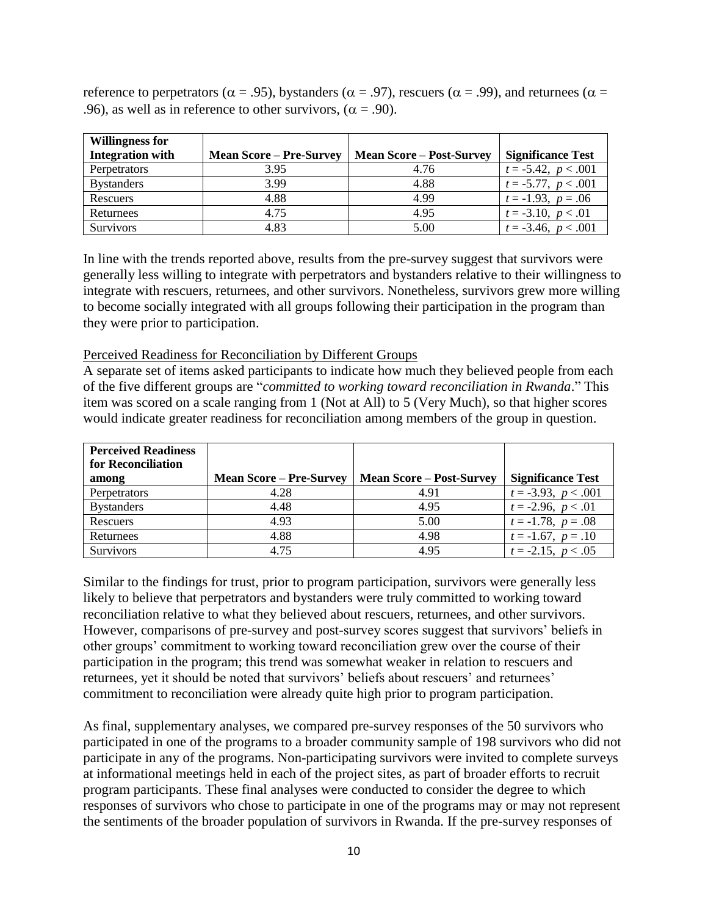reference to perpetrators ($\alpha$ = .95), bystanders ($\alpha$ = .97), rescuers ($\alpha$ = .99), and returnees ($\alpha$ = .96), as well as in reference to other survivors, ($\alpha$ = .90).

| Willingness for Integration with | Mean Score – Pre-Survey | Mean Score – Post-Survey | Significance Test |
|---|---|---|---|
| Perpetrators | 3.95 | 4.76 | $t$ = -5.42, $p < .001$ |
| Bystanders | 3.99 | 4.88 | $t$ = -5.77, $p < .001$ |
| Rescuers | 4.88 | 4.99 | $t$ = -1.93, $p = .06$ |
| Returnees | 4.75 | 4.95 | $t$ = -3.10, $p < .01$ |
| Survivors | 4.83 | 5.00 | $t$ = -3.46, $p < .001$ |

In line with the trends reported above, results from the pre-survey suggest that survivors were generally less willing to integrate with perpetrators and bystanders relative to their willingness to integrate with rescuers, returnees, and other survivors. Nonetheless, survivors grew more willing to become socially integrated with all groups following their participation in the program than they were prior to participation.

Perceived Readiness for Reconciliation by Different Groups

A separate set of items asked participants to indicate how much they believed people from each of the five different groups are "*committed to working toward reconciliation in Rwanda*." This item was scored on a scale ranging from 1 (Not at All) to 5 (Very Much), so that higher scores would indicate greater readiness for reconciliation among members of the group in question.

| Perceived Readiness for Reconciliation among | Mean Score – Pre-Survey | Mean Score – Post-Survey | Significance Test |
|---|---|---|---|
| Perpetrators | 4.28 | 4.91 | $t$ = -3.93, $p < .001$ |
| Bystanders | 4.48 | 4.95 | $t$ = -2.96, $p < .01$ |
| Rescuers | 4.93 | 5.00 | $t$ = -1.78, $p = .08$ |
| Returnees | 4.88 | 4.98 | $t$ = -1.67, $p = .10$ |
| Survivors | 4.75 | 4.95 | $t$ = -2.15, $p < .05$ |

Similar to the findings for trust, prior to program participation, survivors were generally less likely to believe that perpetrators and bystanders were truly committed to working toward reconciliation relative to what they believed about rescuers, returnees, and other survivors. However, comparisons of pre-survey and post-survey scores suggest that survivors' beliefs in other groups' commitment to working toward reconciliation grew over the course of their participation in the program; this trend was somewhat weaker in relation to rescuers and returnees, yet it should be noted that survivors' beliefs about rescuers' and returnees' commitment to reconciliation were already quite high prior to program participation.

As final, supplementary analyses, we compared pre-survey responses of the 50 survivors who participated in one of the programs to a broader community sample of 198 survivors who did not participate in any of the programs. Non-participating survivors were invited to complete surveys at informational meetings held in each of the project sites, as part of broader efforts to recruit program participants. These final analyses were conducted to consider the degree to which responses of survivors who chose to participate in one of the programs may or may not represent the sentiments of the broader population of survivors in Rwanda. If the pre-survey responses of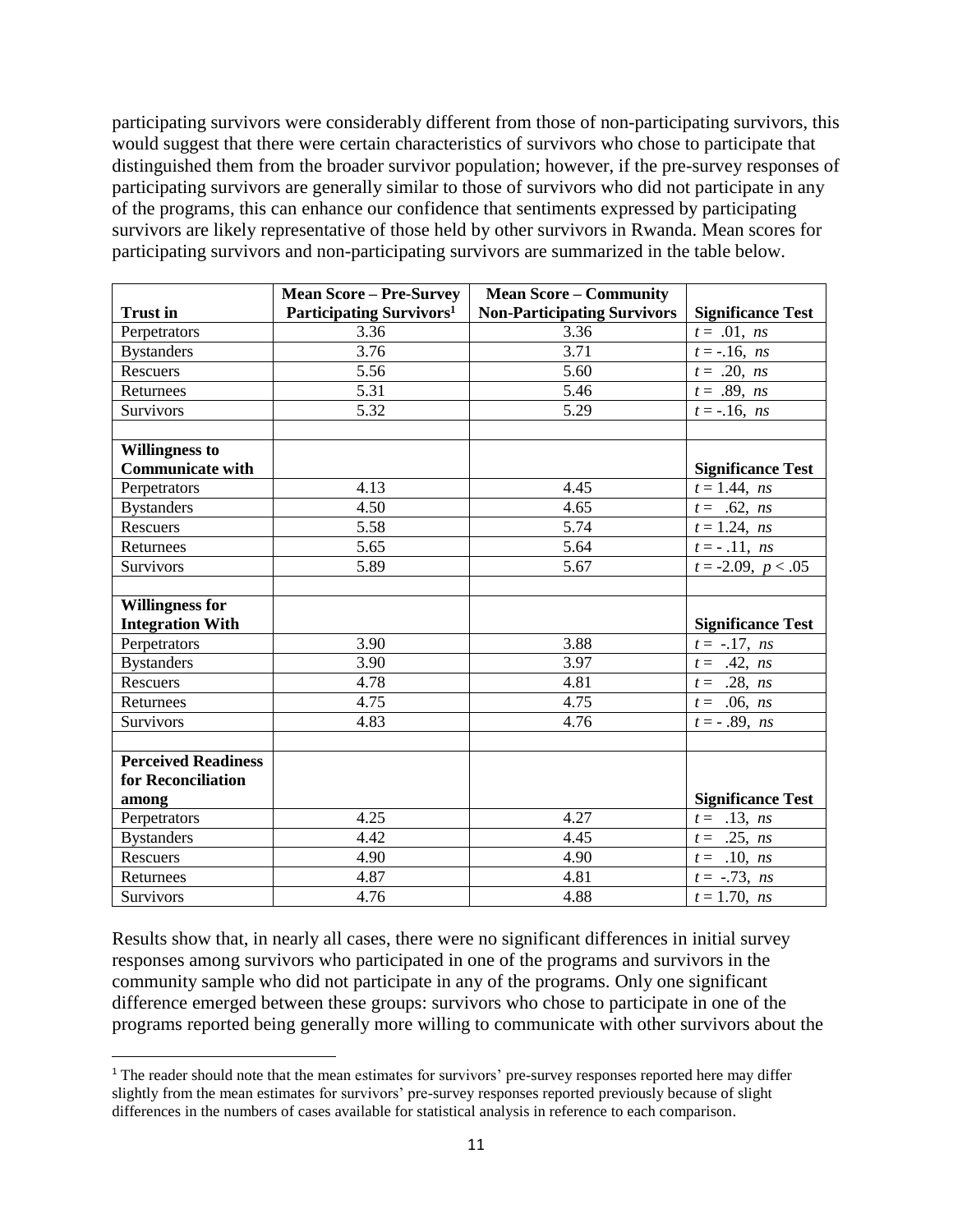participating survivors were considerably different from those of non-participating survivors, this would suggest that there were certain characteristics of survivors who chose to participate that distinguished them from the broader survivor population; however, if the pre-survey responses of participating survivors are generally similar to those of survivors who did not participate in any of the programs, this can enhance our confidence that sentiments expressed by participating survivors are likely representative of those held by other survivors in Rwanda. Mean scores for participating survivors and non-participating survivors are summarized in the table below.

| **Trust in** | **Mean Score – Pre-Survey Participating Survivors**[1] | **Mean Score – Community Non-Participating Survivors** | **Significance Test** |
|---|---|---|---|
| Perpetrators | 3.36 | 3.36 | $t = .01$, *ns* |
| Bystanders | 3.76 | 3.71 | $t = -.16$, *ns* |
| Rescuers | 5.56 | 5.60 | $t = .20$, *ns* |
| Returnees | 5.31 | 5.46 | $t = .89$, *ns* |
| Survivors | 5.32 | 5.29 | $t = -.16$, *ns* |
| | | | |
| **Willingness to Communicate with** | | | **Significance Test** |
| Perpetrators | 4.13 | 4.45 | $t = 1.44$, *ns* |
| Bystanders | 4.50 | 4.65 | $t = .62$, *ns* |
| Rescuers | 5.58 | 5.74 | $t = 1.24$, *ns* |
| Returnees | 5.65 | 5.64 | $t = -.11$, *ns* |
| Survivors | 5.89 | 5.67 | $t = -2.09$, $p < .05$ |
| | | | |
| **Willingness for Integration With** | | | **Significance Test** |
| Perpetrators | 3.90 | 3.88 | $t = -.17$, *ns* |
| Bystanders | 3.90 | 3.97 | $t = .42$, *ns* |
| Rescuers | 4.78 | 4.81 | $t = .28$, *ns* |
| Returnees | 4.75 | 4.75 | $t = .06$, *ns* |
| Survivors | 4.83 | 4.76 | $t = -.89$, *ns* |
| | | | |
| **Perceived Readiness for Reconciliation among** | | | **Significance Test** |
| Perpetrators | 4.25 | 4.27 | $t = .13$, *ns* |
| Bystanders | 4.42 | 4.45 | $t = .25$, *ns* |
| Rescuers | 4.90 | 4.90 | $t = .10$, *ns* |
| Returnees | 4.87 | 4.81 | $t = -.73$, *ns* |
| Survivors | 4.76 | 4.88 | $t = 1.70$, *ns* |

Results show that, in nearly all cases, there were no significant differences in initial survey responses among survivors who participated in one of the programs and survivors in the community sample who did not participate in any of the programs. Only one significant difference emerged between these groups: survivors who chose to participate in one of the programs reported being generally more willing to communicate with other survivors about the

[1] The reader should note that the mean estimates for survivors' pre-survey responses reported here may differ slightly from the mean estimates for survivors' pre-survey responses reported previously because of slight differences in the numbers of cases available for statistical analysis in reference to each comparison.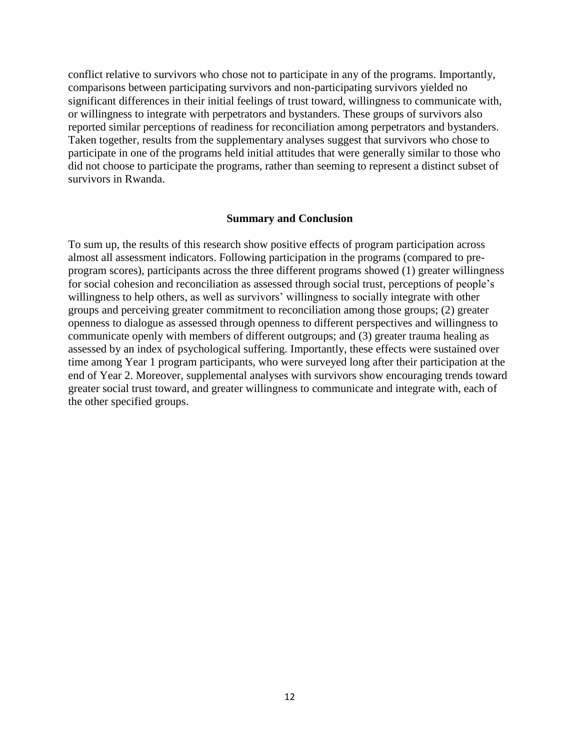conflict relative to survivors who chose not to participate in any of the programs. Importantly, comparisons between participating survivors and non-participating survivors yielded no significant differences in their initial feelings of trust toward, willingness to communicate with, or willingness to integrate with perpetrators and bystanders. These groups of survivors also reported similar perceptions of readiness for reconciliation among perpetrators and bystanders. Taken together, results from the supplementary analyses suggest that survivors who chose to participate in one of the programs held initial attitudes that were generally similar to those who did not choose to participate the programs, rather than seeming to represent a distinct subset of survivors in Rwanda.

## Summary and Conclusion

To sum up, the results of this research show positive effects of program participation across almost all assessment indicators. Following participation in the programs (compared to pre-program scores), participants across the three different programs showed (1) greater willingness for social cohesion and reconciliation as assessed through social trust, perceptions of people's willingness to help others, as well as survivors' willingness to socially integrate with other groups and perceiving greater commitment to reconciliation among those groups; (2) greater openness to dialogue as assessed through openness to different perspectives and willingness to communicate openly with members of different outgroups; and (3) greater trauma healing as assessed by an index of psychological suffering. Importantly, these effects were sustained over time among Year 1 program participants, who were surveyed long after their participation at the end of Year 2. Moreover, supplemental analyses with survivors show encouraging trends toward greater social trust toward, and greater willingness to communicate and integrate with, each of the other specified groups.